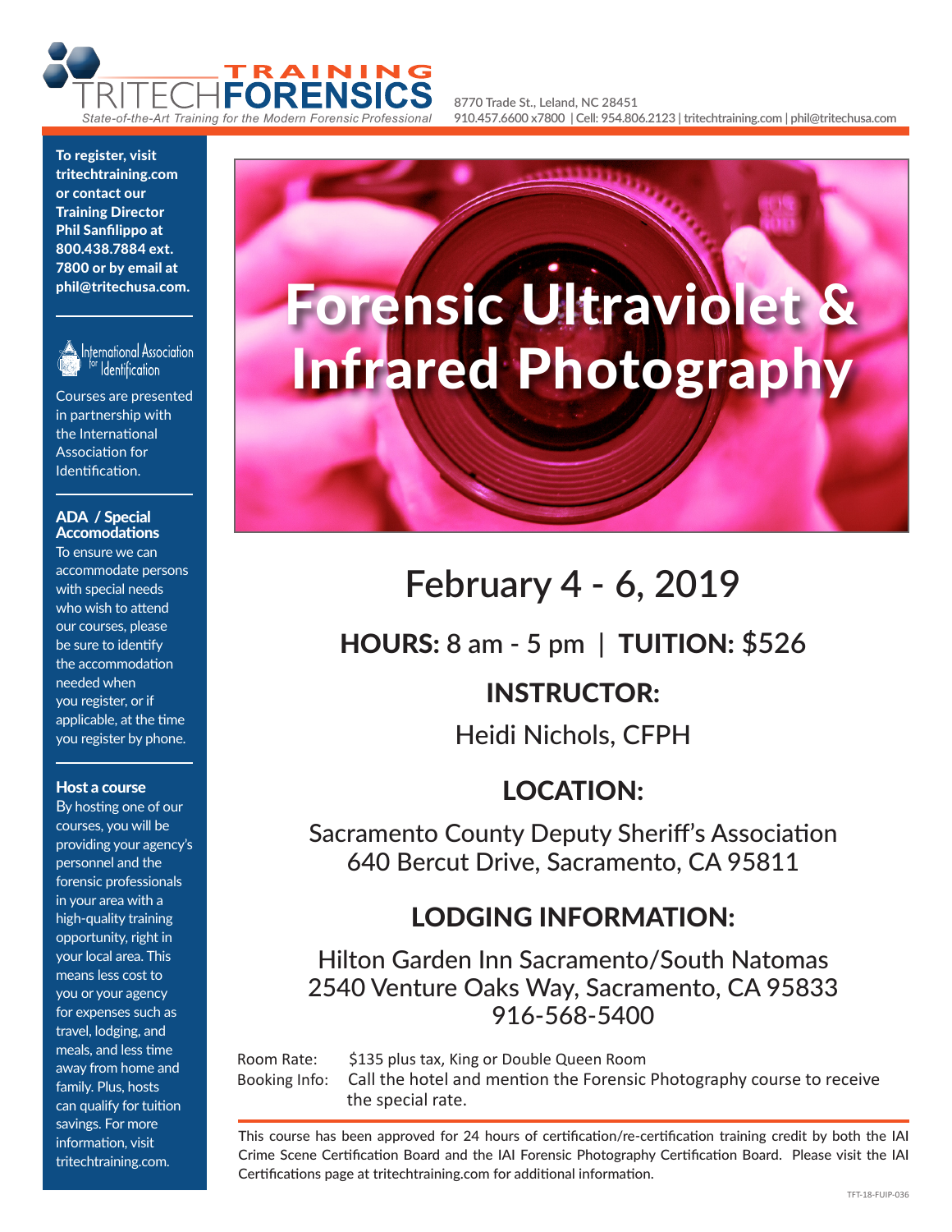# TRITECH FORENSICS TRAINING

*State-of-the-Art Training for the Modern Forensic Professional*

8770 Trade St., Leland, NC 28451
910.457.6600 x7800 | Cell: 954.806.2123 | tritechtraining.com | phil@tritechusa.com

**To register, visit tritechtraining.com or contact our Training Director Phil Sanfilippo at 800.438.7884 ext. 7800 or by email at phil@tritechusa.com.**

International Association for Identification

Courses are presented in partnership with the International Association for Identification.

**ADA / Special Accomodations**

To ensure we can accommodate persons with special needs who wish to attend our courses, please be sure to identify the accommodation needed when you register, or if applicable, at the time you register by phone.

**Host a course**

By hosting one of our courses, you will be providing your agency's personnel and the forensic professionals in your area with a high-quality training opportunity, right in your local area. This means less cost to you or your agency for expenses such as travel, lodging, and meals, and less time away from home and family. Plus, hosts can qualify for tuition savings. For more information, visit tritechtraining.com.

# Forensic Ultraviolet & Infrared Photography

## February 4 - 6, 2019

**HOURS:** 8 am - 5 pm | **TUITION:** $526

## INSTRUCTOR:

Heidi Nichols, CFPH

## LOCATION:

Sacramento County Deputy Sheriff's Association
640 Bercut Drive, Sacramento, CA 95811

## LODGING INFORMATION:

Hilton Garden Inn Sacramento/South Natomas
2540 Venture Oaks Way, Sacramento, CA 95833
916-568-5400

Room Rate: $135 plus tax, King or Double Queen Room
Booking Info: Call the hotel and mention the Forensic Photography course to receive the special rate.

This course has been approved for 24 hours of certification/re-certification training credit by both the IAI Crime Scene Certification Board and the IAI Forensic Photography Certification Board. Please visit the IAI Certifications page at tritechtraining.com for additional information.

TFT-18-FUIP-036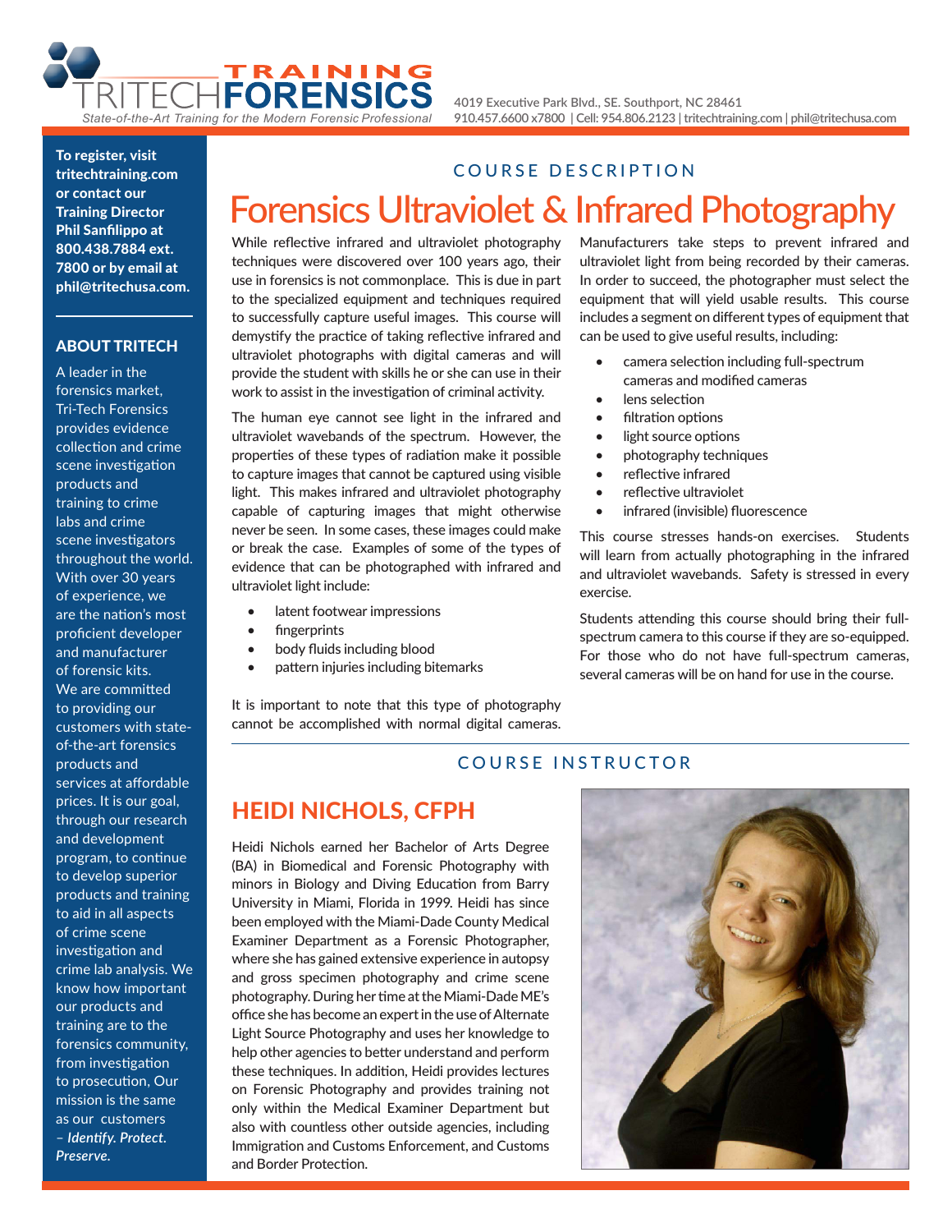TRAINING
TRITECHFORENSICS
*State-of-the-Art Training for the Modern Forensic Professional*

4019 Executive Park Blvd., SE. Southport, NC 28461
910.457.6600 x7800 | Cell: 954.806.2123 | tritechtraining.com | phil@tritechusa.com

**To register, visit tritechtraining.com or contact our Training Director Phil Sanfilippo at 800.438.7884 ext. 7800 or by email at phil@tritechusa.com.**

### ABOUT TRITECH

A leader in the forensics market, Tri-Tech Forensics provides evidence collection and crime scene investigation products and training to crime labs and crime scene investigators throughout the world. With over 30 years of experience, we are the nation's most proficient developer and manufacturer of forensic kits. We are committed to providing our customers with state-of-the-art forensics products and services at affordable prices. It is our goal, through our research and development program, to continue to develop superior products and training to aid in all aspects of crime scene investigation and crime lab analysis. We know how important our products and training are to the forensics community, from investigation to prosecution, Our mission is the same as our customers *– Identify. Protect. Preserve.*

## COURSE DESCRIPTION

# Forensics Ultraviolet & Infrared Photography

While reflective infrared and ultraviolet photography techniques were discovered over 100 years ago, their use in forensics is not commonplace. This is due in part to the specialized equipment and techniques required to successfully capture useful images. This course will demystify the practice of taking reflective infrared and ultraviolet photographs with digital cameras and will provide the student with skills he or she can use in their work to assist in the investigation of criminal activity.

The human eye cannot see light in the infrared and ultraviolet wavebands of the spectrum. However, the properties of these types of radiation make it possible to capture images that cannot be captured using visible light. This makes infrared and ultraviolet photography capable of capturing images that might otherwise never be seen. In some cases, these images could make or break the case. Examples of some of the types of evidence that can be photographed with infrared and ultraviolet light include:

- latent footwear impressions
- fingerprints
- body fluids including blood
- pattern injuries including bitemarks

It is important to note that this type of photography cannot be accomplished with normal digital cameras. Manufacturers take steps to prevent infrared and ultraviolet light from being recorded by their cameras. In order to succeed, the photographer must select the equipment that will yield usable results. This course includes a segment on different types of equipment that can be used to give useful results, including:

- camera selection including full-spectrum cameras and modified cameras
- lens selection
- filtration options
- light source options
- photography techniques
- reflective infrared
- reflective ultraviolet
- infrared (invisible) fluorescence

This course stresses hands-on exercises. Students will learn from actually photographing in the infrared and ultraviolet wavebands. Safety is stressed in every exercise.

Students attending this course should bring their full-spectrum camera to this course if they are so-equipped. For those who do not have full-spectrum cameras, several cameras will be on hand for use in the course.

## COURSE INSTRUCTOR

## HEIDI NICHOLS, CFPH

Heidi Nichols earned her Bachelor of Arts Degree (BA) in Biomedical and Forensic Photography with minors in Biology and Diving Education from Barry University in Miami, Florida in 1999. Heidi has since been employed with the Miami-Dade County Medical Examiner Department as a Forensic Photographer, where she has gained extensive experience in autopsy and gross specimen photography and crime scene photography. During her time at the Miami-Dade ME's office she has become an expert in the use of Alternate Light Source Photography and uses her knowledge to help other agencies to better understand and perform these techniques. In addition, Heidi provides lectures on Forensic Photography and provides training not only within the Medical Examiner Department but also with countless other outside agencies, including Immigration and Customs Enforcement, and Customs and Border Protection.